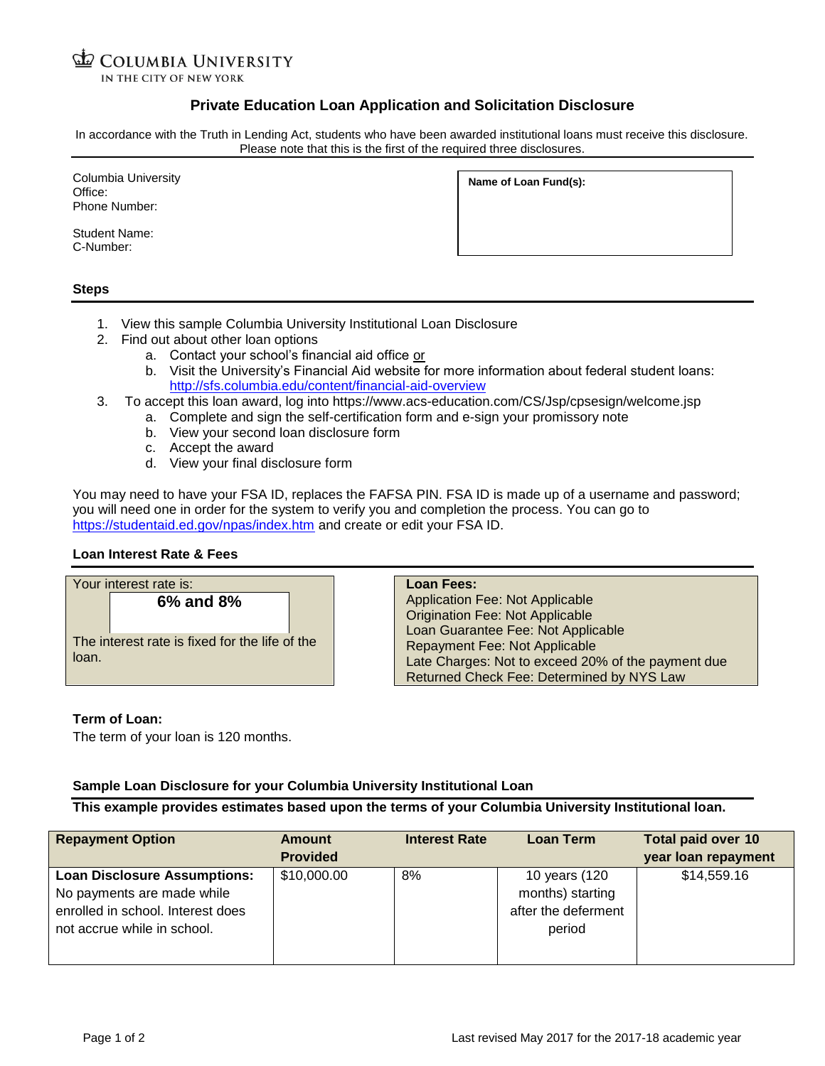COLUMBIA UNIVERSITY
IN THE CITY OF NEW YORK

# Private Education Loan Application and Solicitation Disclosure

In accordance with the Truth in Lending Act, students who have been awarded institutional loans must receive this disclosure. Please note that this is the first of the required three disclosures.

Columbia University
Office:
Phone Number:

Student Name:
C-Number:

**Name of Loan Fund(s):**

## Steps

1. View this sample Columbia University Institutional Loan Disclosure
2. Find out about other loan options
   a. Contact your school's financial aid office or
   b. Visit the University's Financial Aid website for more information about federal student loans: http://sfs.columbia.edu/content/financial-aid-overview
3. To accept this loan award, log into https://www.acs-education.com/CS/Jsp/cpsesign/welcome.jsp
   a. Complete and sign the self-certification form and e-sign your promissory note
   b. View your second loan disclosure form
   c. Accept the award
   d. View your final disclosure form

You may need to have your FSA ID, replaces the FAFSA PIN. FSA ID is made up of a username and password; you will need one in order for the system to verify you and completion the process. You can go to https://studentaid.ed.gov/npas/index.htm and create or edit your FSA ID.

## Loan Interest Rate & Fees

Your interest rate is:

**6% and 8%**

The interest rate is fixed for the life of the loan.

**Loan Fees:**
Application Fee: Not Applicable
Origination Fee: Not Applicable
Loan Guarantee Fee: Not Applicable
Repayment Fee: Not Applicable
Late Charges: Not to exceed 20% of the payment due
Returned Check Fee: Determined by NYS Law

**Term of Loan:**
The term of your loan is 120 months.

**Sample Loan Disclosure for your Columbia University Institutional Loan**

**This example provides estimates based upon the terms of your Columbia University Institutional loan.**

| Repayment Option | Amount Provided | Interest Rate | Loan Term | Total paid over 10 year loan repayment |
|---|---|---|---|---|
| **Loan Disclosure Assumptions:** No payments are made while enrolled in school. Interest does not accrue while in school. | $10,000.00 | 8% | 10 years (120 months) starting after the deferment period | $14,559.16 |

Last revised May 2017 for the 2017-18 academic year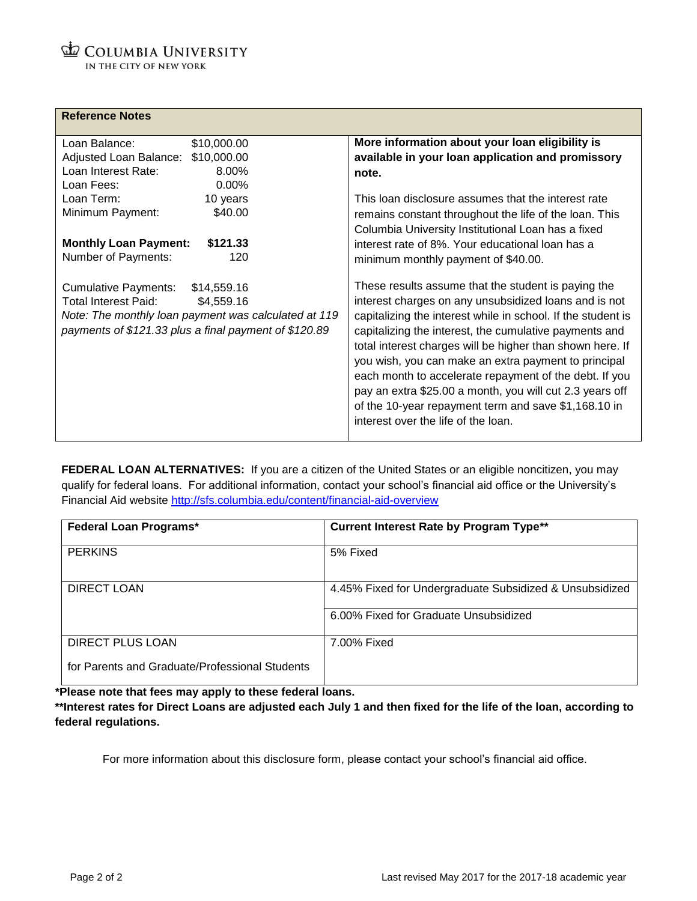COLUMBIA UNIVERSITY
IN THE CITY OF NEW YORK

## Reference Notes

| | |
|---|---|
| Loan Balance: | $10,000.00 |
| Adjusted Loan Balance: | $10,000.00 |
| Loan Interest Rate: | 8.00% |
| Loan Fees: | 0.00% |
| Loan Term: | 10 years |
| Minimum Payment: | $40.00 |
| **Monthly Loan Payment:** | **$121.33** |
| Number of Payments: | 120 |
| Cumulative Payments: | $14,559.16 |
| Total Interest Paid: | $4,559.16 |

*Note: The monthly loan payment was calculated at 119 payments of $121.33 plus a final payment of $120.89*

**More information about your loan eligibility is available in your loan application and promissory note.**

This loan disclosure assumes that the interest rate remains constant throughout the life of the loan. This Columbia University Institutional Loan has a fixed interest rate of 8%. Your educational loan has a minimum monthly payment of $40.00.

These results assume that the student is paying the interest charges on any unsubsidized loans and is not capitalizing the interest while in school. If the student is capitalizing the interest, the cumulative payments and total interest charges will be higher than shown here. If you wish, you can make an extra payment to principal each month to accelerate repayment of the debt. If you pay an extra $25.00 a month, you will cut 2.3 years off of the 10-year repayment term and save $1,168.10 in interest over the life of the loan.

**FEDERAL LOAN ALTERNATIVES:** If you are a citizen of the United States or an eligible noncitizen, you may qualify for federal loans. For additional information, contact your school's financial aid office or the University's Financial Aid website http://sfs.columbia.edu/content/financial-aid-overview

| Federal Loan Programs* | Current Interest Rate by Program Type** |
|---|---|
| PERKINS | 5% Fixed |
| DIRECT LOAN | 4.45% Fixed for Undergraduate Subsidized & Unsubsidized |
| | 6.00% Fixed for Graduate Unsubsidized |
| DIRECT PLUS LOAN<br>for Parents and Graduate/Professional Students | 7.00% Fixed |

**\*Please note that fees may apply to these federal loans.**
**\*\*Interest rates for Direct Loans are adjusted each July 1 and then fixed for the life of the loan, according to federal regulations.**

For more information about this disclosure form, please contact your school's financial aid office.

Last revised May 2017 for the 2017-18 academic year